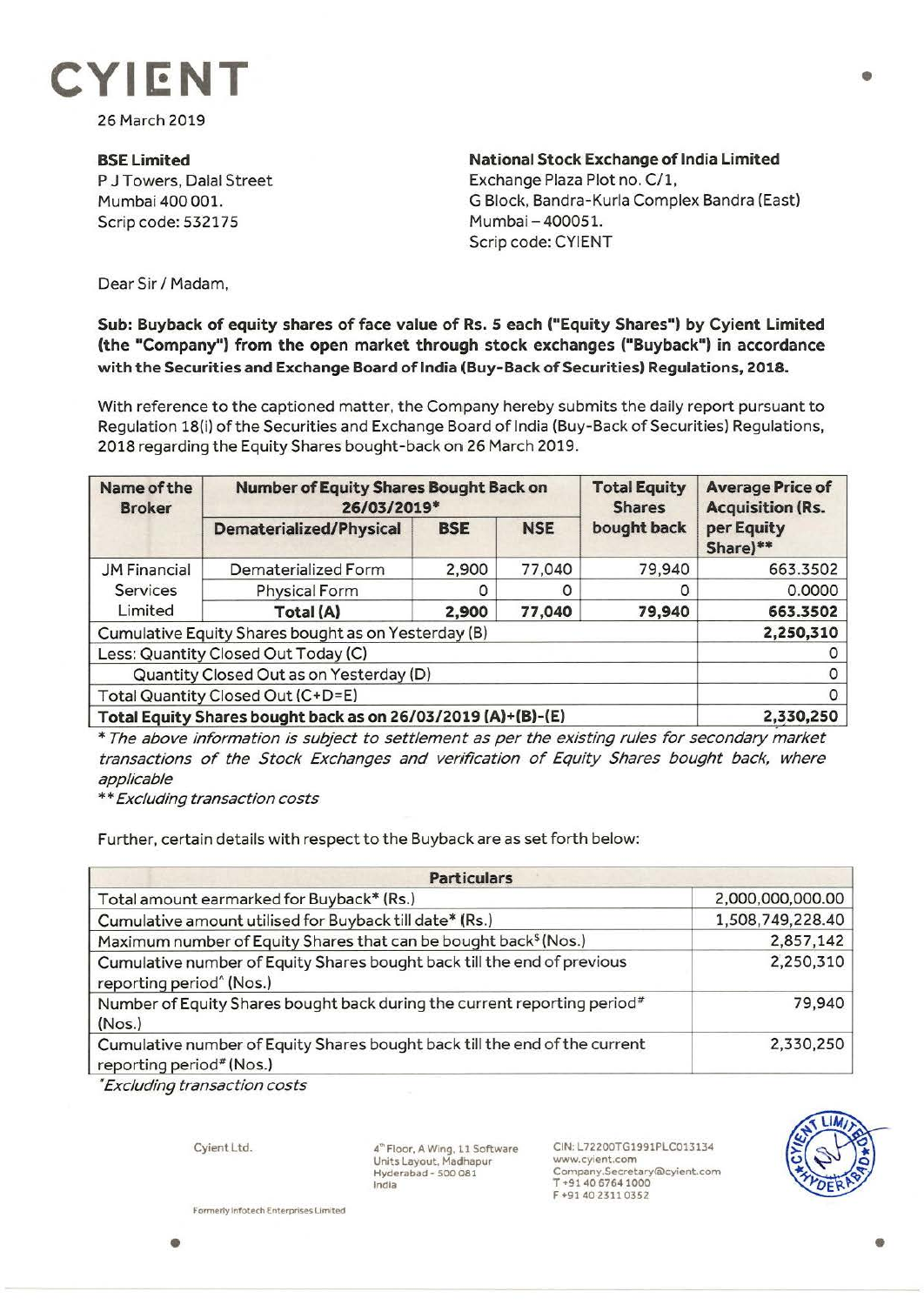# CYIENT

26 March 2019

**BSE Limited**
P J Towers, Dalal Street
Mumbai 400 001.
Scrip code: 532175

**National Stock Exchange of India Limited**
Exchange Plaza Plot no. C/1,
G Block, Bandra-Kurla Complex Bandra (East)
Mumbai – 400051.
Scrip code: CYIENT

Dear Sir / Madam,

**Sub: Buyback of equity shares of face value of Rs. 5 each ("Equity Shares") by Cyient Limited (the "Company") from the open market through stock exchanges ("Buyback") in accordance with the Securities and Exchange Board of India (Buy-Back of Securities) Regulations, 2018.**

With reference to the captioned matter, the Company hereby submits the daily report pursuant to Regulation 18(i) of the Securities and Exchange Board of India (Buy-Back of Securities) Regulations, 2018 regarding the Equity Shares bought-back on 26 March 2019.

| Name of the Broker | Number of Equity Shares Bought Back on 26/03/2019* | | | Total Equity Shares bought back | Average Price of Acquisition (Rs. per Equity Share)** |
|---|---|---|---|---|---|
| | Dematerialized/Physical | BSE | NSE | | |
| JM Financial Services Limited | Dematerialized Form | 2,900 | 77,040 | 79,940 | 663.3502 |
| | Physical Form | 0 | 0 | 0 | 0.0000 |
| | **Total (A)** | **2,900** | **77,040** | **79,940** | **663.3502** |
| Cumulative Equity Shares bought as on Yesterday (B) | | | | | **2,250,310** |
| Less: Quantity Closed Out Today (C) | | | | | 0 |
| Quantity Closed Out as on Yesterday (D) | | | | | 0 |
| Total Quantity Closed Out (C+D=E) | | | | | 0 |
| **Total Equity Shares bought back as on 26/03/2019 (A)+(B)-(E)** | | | | | **2,330,250** |

*\* The above information is subject to settlement as per the existing rules for secondary market transactions of the Stock Exchanges and verification of Equity Shares bought back, where applicable*

*\*\* Excluding transaction costs*

Further, certain details with respect to the Buyback are as set forth below:

| Particulars | |
|---|---|
| Total amount earmarked for Buyback* (Rs.) | 2,000,000,000.00 |
| Cumulative amount utilised for Buyback till date* (Rs.) | 1,508,749,228.40 |
| Maximum number of Equity Shares that can be bought back$ (Nos.) | 2,857,142 |
| Cumulative number of Equity Shares bought back till the end of previous reporting period^ (Nos.) | 2,250,310 |
| Number of Equity Shares bought back during the current reporting period# (Nos.) | 79,940 |
| Cumulative number of Equity Shares bought back till the end of the current reporting period# (Nos.) | 2,330,250 |

*\*Excluding transaction costs*

Cyient Ltd.
Formerly Infotech Enterprises Limited

4th Floor, A Wing, 11 Software Units Layout, Madhapur Hyderabad - 500 081 India

CIN: L72200TG1991PLC013134
www.cyient.com
Company.Secretary@cyient.com
T +91 40 6764 1000
F +91 40 2311 0352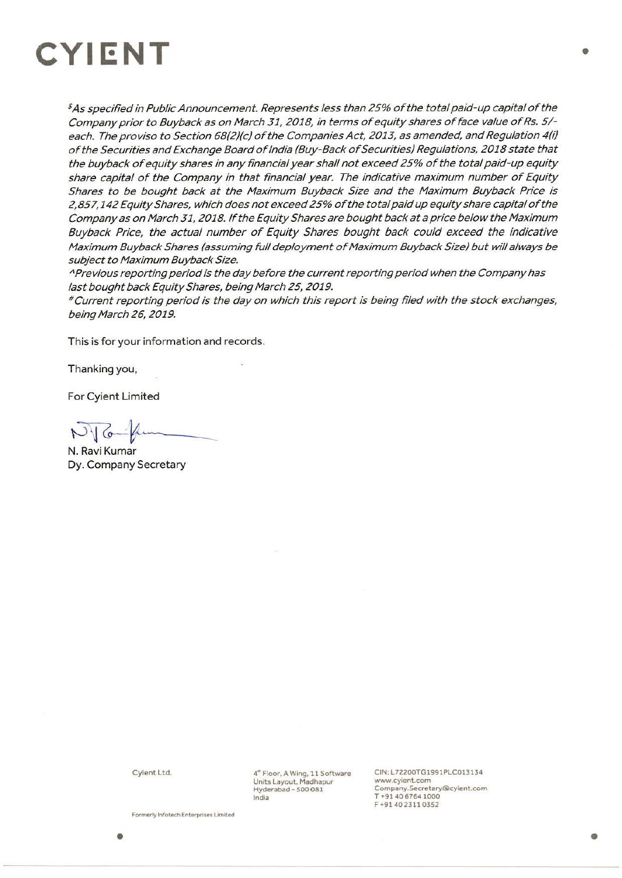# CYIENT

*$As specified in Public Announcement. Represents less than 25% of the total paid-up capital of the Company prior to Buyback as on March 31, 2018, in terms of equity shares of face value of Rs. 5/- each. The proviso to Section 68(2)(c) of the Companies Act, 2013, as amended, and Regulation 4(i) of the Securities and Exchange Board of India (Buy-Back of Securities) Regulations, 2018 state that the buyback of equity shares in any financial year shall not exceed 25% of the total paid-up equity share capital of the Company in that financial year. The indicative maximum number of Equity Shares to be bought back at the Maximum Buyback Size and the Maximum Buyback Price is 2,857,142 Equity Shares, which does not exceed 25% of the total paid up equity share capital of the Company as on March 31, 2018. If the Equity Shares are bought back at a price below the Maximum Buyback Price, the actual number of Equity Shares bought back could exceed the indicative Maximum Buyback Shares (assuming full deployment of Maximum Buyback Size) but will always be subject to Maximum Buyback Size.*

*^Previous reporting period is the day before the current reporting period when the Company has last bought back Equity Shares, being March 25, 2019.*

*#Current reporting period is the day on which this report is being filed with the stock exchanges, being March 26, 2019.*

This is for your information and records.

Thanking you,

For Cyient Limited

N. Ravi Kumar
Dy. Company Secretary

Cyient Ltd.

4th Floor, A Wing, 11 Software Units Layout, Madhapur
Hyderabad - 500 081
India

CIN: L72200TG1991PLC013134
www.cyient.com
Company.Secretary@cyient.com
T +91 40 6764 1000
F +91 40 2311 0352

Formerly Infotech Enterprises Limited